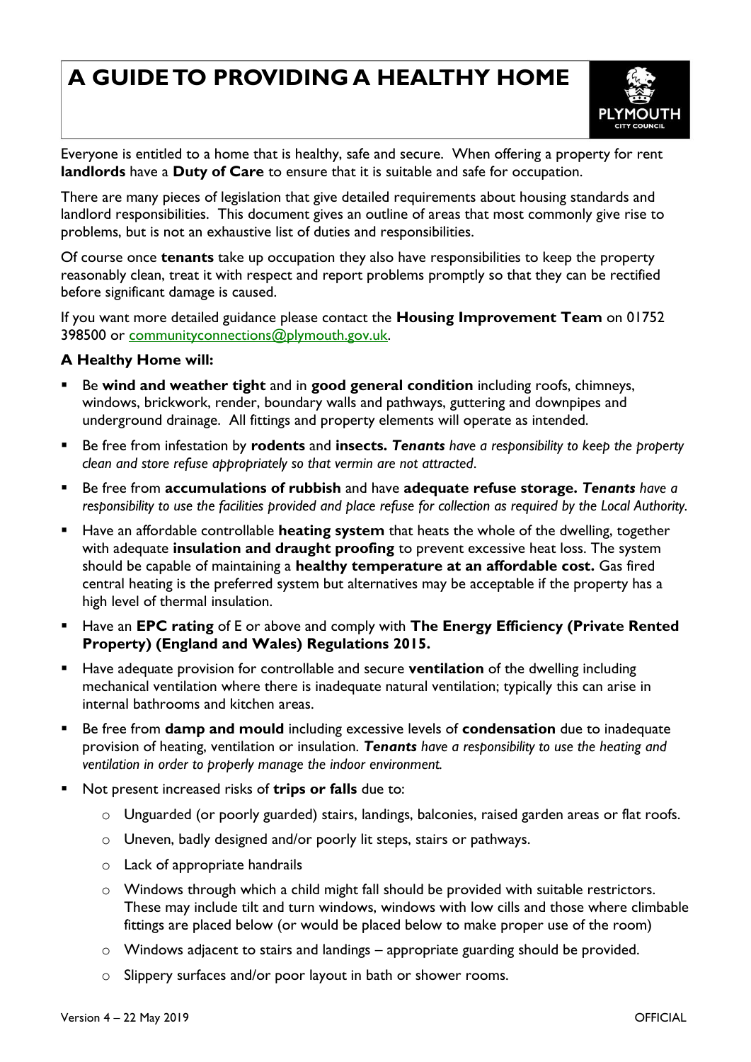# A GUIDE TO PROVIDING A HEALTHY HOME

Everyone is entitled to a home that is healthy, safe and secure. When offering a property for rent **landlords** have a **Duty of Care** to ensure that it is suitable and safe for occupation.

There are many pieces of legislation that give detailed requirements about housing standards and landlord responsibilities. This document gives an outline of areas that most commonly give rise to problems, but is not an exhaustive list of duties and responsibilities.

Of course once **tenants** take up occupation they also have responsibilities to keep the property reasonably clean, treat it with respect and report problems promptly so that they can be rectified before significant damage is caused.

If you want more detailed guidance please contact the **Housing Improvement Team** on 01752 398500 or communityconnections@plymouth.gov.uk.

**A Healthy Home will:**

- Be **wind and weather tight** and in **good general condition** including roofs, chimneys, windows, brickwork, render, boundary walls and pathways, guttering and downpipes and underground drainage. All fittings and property elements will operate as intended.
- Be free from infestation by **rodents** and **insects.** ***Tenants*** *have a responsibility to keep the property clean and store refuse appropriately so that vermin are not attracted*.
- Be free from **accumulations of rubbish** and have **adequate refuse storage.** ***Tenants*** *have a responsibility to use the facilities provided and place refuse for collection as required by the Local Authority.*
- Have an affordable controllable **heating system** that heats the whole of the dwelling, together with adequate **insulation and draught proofing** to prevent excessive heat loss. The system should be capable of maintaining a **healthy temperature at an affordable cost.** Gas fired central heating is the preferred system but alternatives may be acceptable if the property has a high level of thermal insulation.
- Have an **EPC rating** of E or above and comply with **The Energy Efficiency (Private Rented Property) (England and Wales) Regulations 2015.**
- Have adequate provision for controllable and secure **ventilation** of the dwelling including mechanical ventilation where there is inadequate natural ventilation; typically this can arise in internal bathrooms and kitchen areas.
- Be free from **damp and mould** including excessive levels of **condensation** due to inadequate provision of heating, ventilation or insulation. ***Tenants*** *have a responsibility to use the heating and ventilation in order to properly manage the indoor environment.*
- Not present increased risks of **trips or falls** due to:
  - Unguarded (or poorly guarded) stairs, landings, balconies, raised garden areas or flat roofs.
  - Uneven, badly designed and/or poorly lit steps, stairs or pathways.
  - Lack of appropriate handrails
  - Windows through which a child might fall should be provided with suitable restrictors. These may include tilt and turn windows, windows with low cills and those where climbable fittings are placed below (or would be placed below to make proper use of the room)
  - Windows adjacent to stairs and landings – appropriate guarding should be provided.
  - Slippery surfaces and/or poor layout in bath or shower rooms.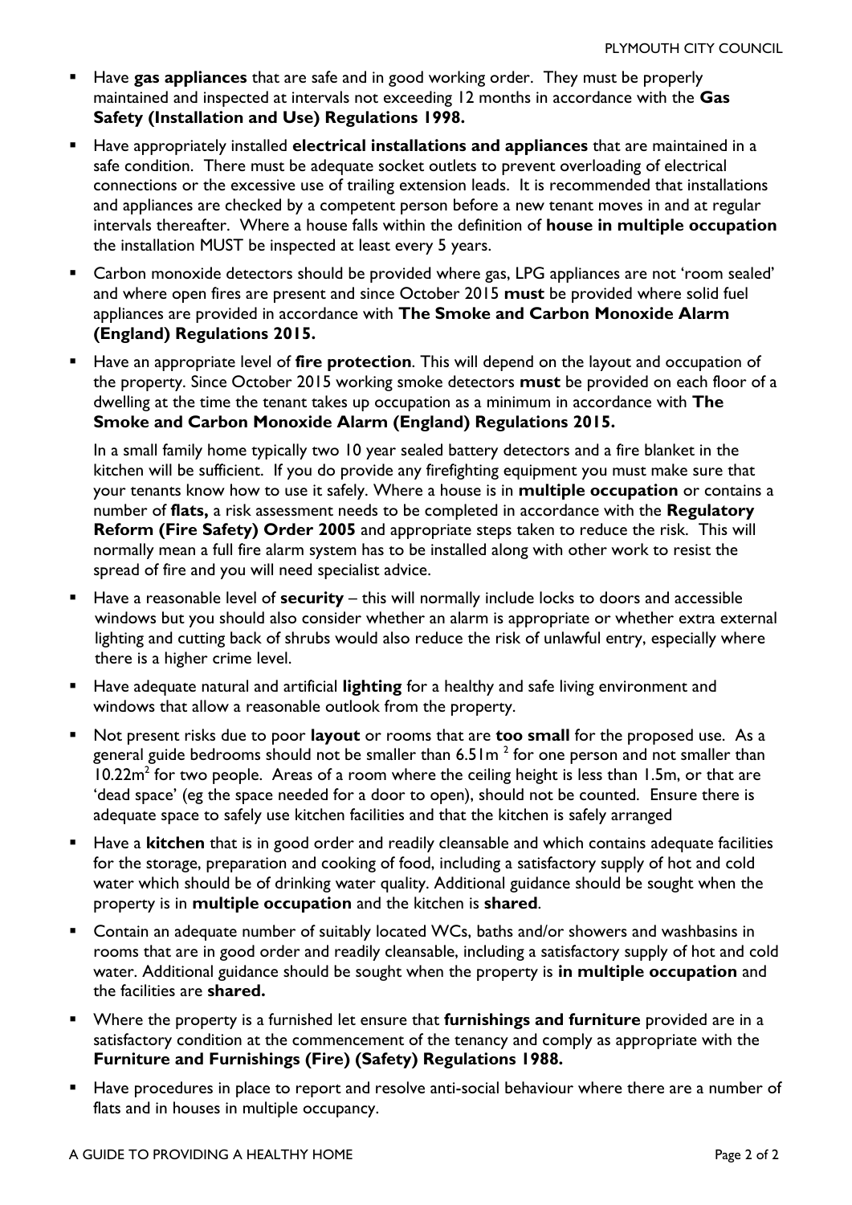- Have **gas appliances** that are safe and in good working order. They must be properly maintained and inspected at intervals not exceeding 12 months in accordance with the **Gas Safety (Installation and Use) Regulations 1998.**
- Have appropriately installed **electrical installations and appliances** that are maintained in a safe condition. There must be adequate socket outlets to prevent overloading of electrical connections or the excessive use of trailing extension leads. It is recommended that installations and appliances are checked by a competent person before a new tenant moves in and at regular intervals thereafter. Where a house falls within the definition of **house in multiple occupation** the installation MUST be inspected at least every 5 years.
- Carbon monoxide detectors should be provided where gas, LPG appliances are not 'room sealed' and where open fires are present and since October 2015 **must** be provided where solid fuel appliances are provided in accordance with **The Smoke and Carbon Monoxide Alarm (England) Regulations 2015.**
- Have an appropriate level of **fire protection**. This will depend on the layout and occupation of the property. Since October 2015 working smoke detectors **must** be provided on each floor of a dwelling at the time the tenant takes up occupation as a minimum in accordance with **The Smoke and Carbon Monoxide Alarm (England) Regulations 2015.**

  In a small family home typically two 10 year sealed battery detectors and a fire blanket in the kitchen will be sufficient. If you do provide any firefighting equipment you must make sure that your tenants know how to use it safely. Where a house is in **multiple occupation** or contains a number of **flats,** a risk assessment needs to be completed in accordance with the **Regulatory Reform (Fire Safety) Order 2005** and appropriate steps taken to reduce the risk. This will normally mean a full fire alarm system has to be installed along with other work to resist the spread of fire and you will need specialist advice.
- Have a reasonable level of **security** – this will normally include locks to doors and accessible windows but you should also consider whether an alarm is appropriate or whether extra external lighting and cutting back of shrubs would also reduce the risk of unlawful entry, especially where there is a higher crime level.
- Have adequate natural and artificial **lighting** for a healthy and safe living environment and windows that allow a reasonable outlook from the property.
- Not present risks due to poor **layout** or rooms that are **too small** for the proposed use. As a general guide bedrooms should not be smaller than 6.51m $^2$ for one person and not smaller than 10.22m$^2$ for two people. Areas of a room where the ceiling height is less than 1.5m, or that are 'dead space' (eg the space needed for a door to open), should not be counted. Ensure there is adequate space to safely use kitchen facilities and that the kitchen is safely arranged
- Have a **kitchen** that is in good order and readily cleansable and which contains adequate facilities for the storage, preparation and cooking of food, including a satisfactory supply of hot and cold water which should be of drinking water quality. Additional guidance should be sought when the property is in **multiple occupation** and the kitchen is **shared**.
- Contain an adequate number of suitably located WCs, baths and/or showers and washbasins in rooms that are in good order and readily cleansable, including a satisfactory supply of hot and cold water. Additional guidance should be sought when the property is **in multiple occupation** and the facilities are **shared.**
- Where the property is a furnished let ensure that **furnishings and furniture** provided are in a satisfactory condition at the commencement of the tenancy and comply as appropriate with the **Furniture and Furnishings (Fire) (Safety) Regulations 1988.**
- Have procedures in place to report and resolve anti-social behaviour where there are a number of flats and in houses in multiple occupancy.